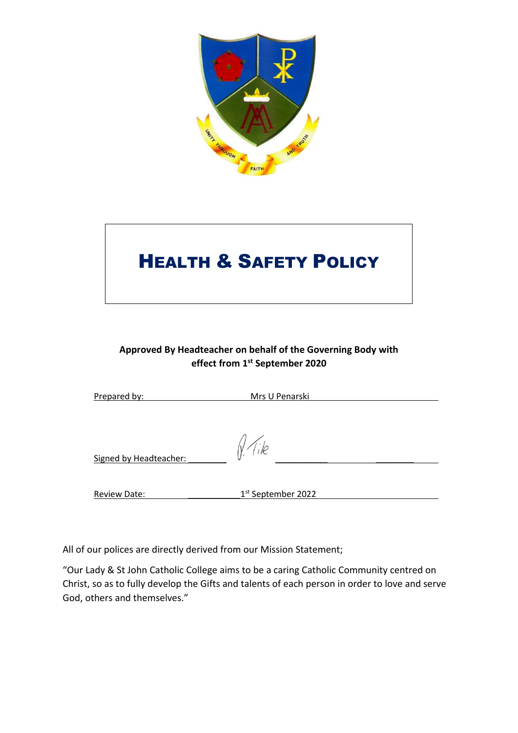# HEALTH & SAFETY POLICY

**Approved By Headteacher on behalf of the Governing Body with effect from 1st September 2020**

Prepared by: Mrs U Penarski

Signed by Headteacher: P. Tile

Review Date: 1st September 2022

All of our polices are directly derived from our Mission Statement;

"Our Lady & St John Catholic College aims to be a caring Catholic Community centred on Christ, so as to fully develop the Gifts and talents of each person in order to love and serve God, others and themselves."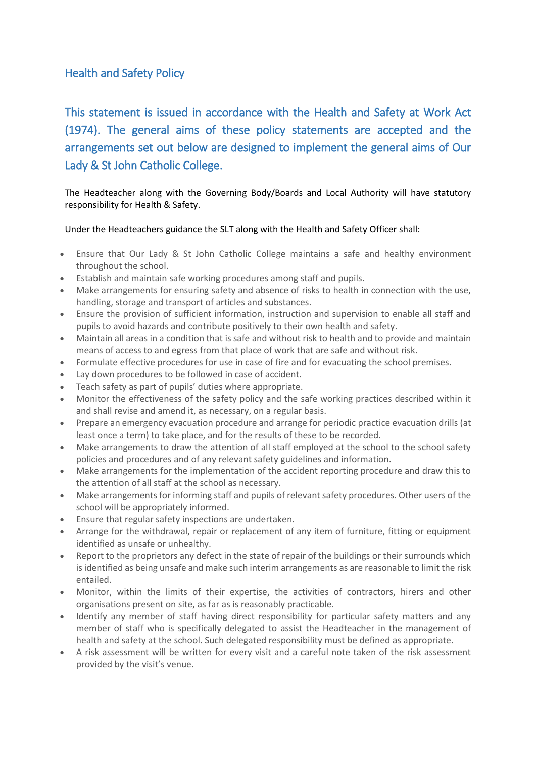## Health and Safety Policy

This statement is issued in accordance with the Health and Safety at Work Act (1974). The general aims of these policy statements are accepted and the arrangements set out below are designed to implement the general aims of Our Lady & St John Catholic College.

The Headteacher along with the Governing Body/Boards and Local Authority will have statutory responsibility for Health & Safety.

Under the Headteachers guidance the SLT along with the Health and Safety Officer shall:

- Ensure that Our Lady & St John Catholic College maintains a safe and healthy environment throughout the school.
- Establish and maintain safe working procedures among staff and pupils.
- Make arrangements for ensuring safety and absence of risks to health in connection with the use, handling, storage and transport of articles and substances.
- Ensure the provision of sufficient information, instruction and supervision to enable all staff and pupils to avoid hazards and contribute positively to their own health and safety.
- Maintain all areas in a condition that is safe and without risk to health and to provide and maintain means of access to and egress from that place of work that are safe and without risk.
- Formulate effective procedures for use in case of fire and for evacuating the school premises.
- Lay down procedures to be followed in case of accident.
- Teach safety as part of pupils' duties where appropriate.
- Monitor the effectiveness of the safety policy and the safe working practices described within it and shall revise and amend it, as necessary, on a regular basis.
- Prepare an emergency evacuation procedure and arrange for periodic practice evacuation drills (at least once a term) to take place, and for the results of these to be recorded.
- Make arrangements to draw the attention of all staff employed at the school to the school safety policies and procedures and of any relevant safety guidelines and information.
- Make arrangements for the implementation of the accident reporting procedure and draw this to the attention of all staff at the school as necessary.
- Make arrangements for informing staff and pupils of relevant safety procedures. Other users of the school will be appropriately informed.
- Ensure that regular safety inspections are undertaken.
- Arrange for the withdrawal, repair or replacement of any item of furniture, fitting or equipment identified as unsafe or unhealthy.
- Report to the proprietors any defect in the state of repair of the buildings or their surrounds which is identified as being unsafe and make such interim arrangements as are reasonable to limit the risk entailed.
- Monitor, within the limits of their expertise, the activities of contractors, hirers and other organisations present on site, as far as is reasonably practicable.
- Identify any member of staff having direct responsibility for particular safety matters and any member of staff who is specifically delegated to assist the Headteacher in the management of health and safety at the school. Such delegated responsibility must be defined as appropriate.
- A risk assessment will be written for every visit and a careful note taken of the risk assessment provided by the visit's venue.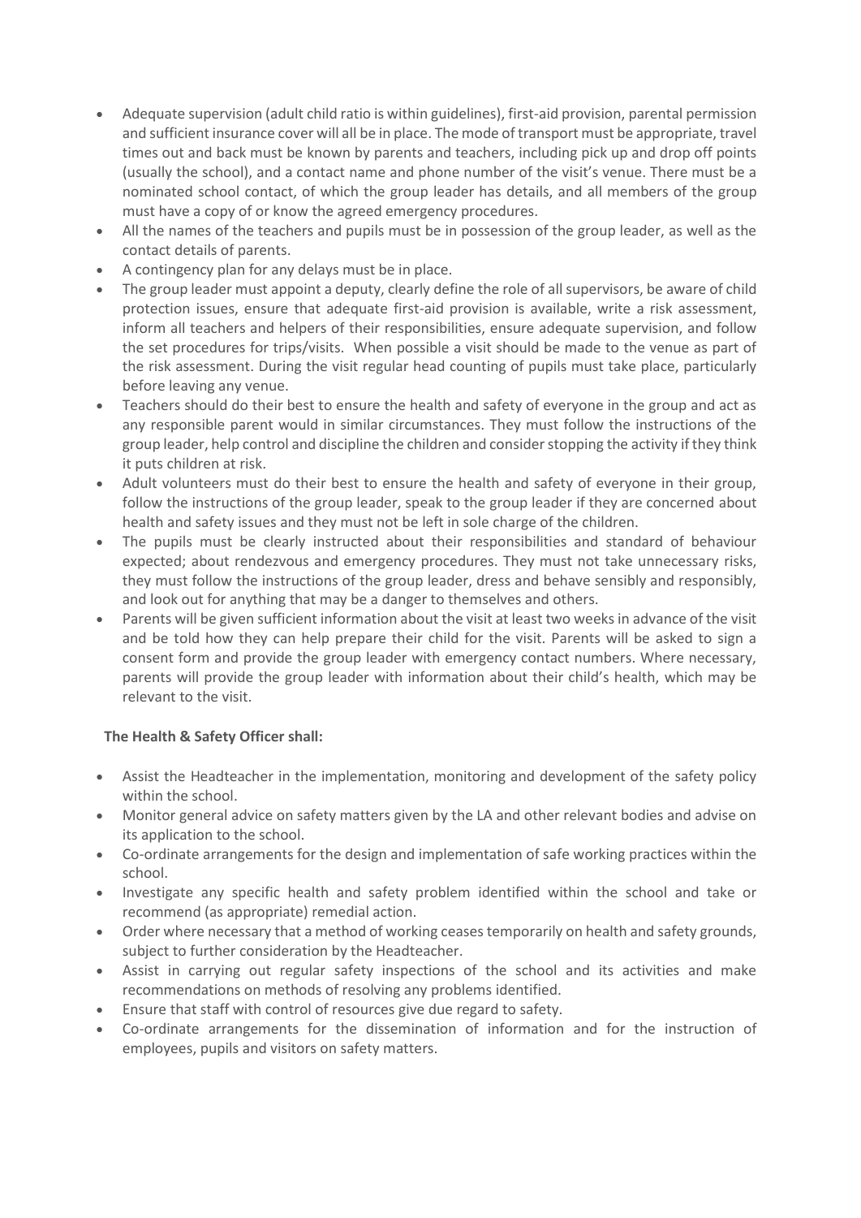- Adequate supervision (adult child ratio is within guidelines), first-aid provision, parental permission and sufficient insurance cover will all be in place. The mode of transport must be appropriate, travel times out and back must be known by parents and teachers, including pick up and drop off points (usually the school), and a contact name and phone number of the visit's venue. There must be a nominated school contact, of which the group leader has details, and all members of the group must have a copy of or know the agreed emergency procedures.
- All the names of the teachers and pupils must be in possession of the group leader, as well as the contact details of parents.
- A contingency plan for any delays must be in place.
- The group leader must appoint a deputy, clearly define the role of all supervisors, be aware of child protection issues, ensure that adequate first-aid provision is available, write a risk assessment, inform all teachers and helpers of their responsibilities, ensure adequate supervision, and follow the set procedures for trips/visits. When possible a visit should be made to the venue as part of the risk assessment. During the visit regular head counting of pupils must take place, particularly before leaving any venue.
- Teachers should do their best to ensure the health and safety of everyone in the group and act as any responsible parent would in similar circumstances. They must follow the instructions of the group leader, help control and discipline the children and consider stopping the activity if they think it puts children at risk.
- Adult volunteers must do their best to ensure the health and safety of everyone in their group, follow the instructions of the group leader, speak to the group leader if they are concerned about health and safety issues and they must not be left in sole charge of the children.
- The pupils must be clearly instructed about their responsibilities and standard of behaviour expected; about rendezvous and emergency procedures. They must not take unnecessary risks, they must follow the instructions of the group leader, dress and behave sensibly and responsibly, and look out for anything that may be a danger to themselves and others.
- Parents will be given sufficient information about the visit at least two weeks in advance of the visit and be told how they can help prepare their child for the visit. Parents will be asked to sign a consent form and provide the group leader with emergency contact numbers. Where necessary, parents will provide the group leader with information about their child's health, which may be relevant to the visit.

**The Health & Safety Officer shall:**

- Assist the Headteacher in the implementation, monitoring and development of the safety policy within the school.
- Monitor general advice on safety matters given by the LA and other relevant bodies and advise on its application to the school.
- Co-ordinate arrangements for the design and implementation of safe working practices within the school.
- Investigate any specific health and safety problem identified within the school and take or recommend (as appropriate) remedial action.
- Order where necessary that a method of working ceases temporarily on health and safety grounds, subject to further consideration by the Headteacher.
- Assist in carrying out regular safety inspections of the school and its activities and make recommendations on methods of resolving any problems identified.
- Ensure that staff with control of resources give due regard to safety.
- Co-ordinate arrangements for the dissemination of information and for the instruction of employees, pupils and visitors on safety matters.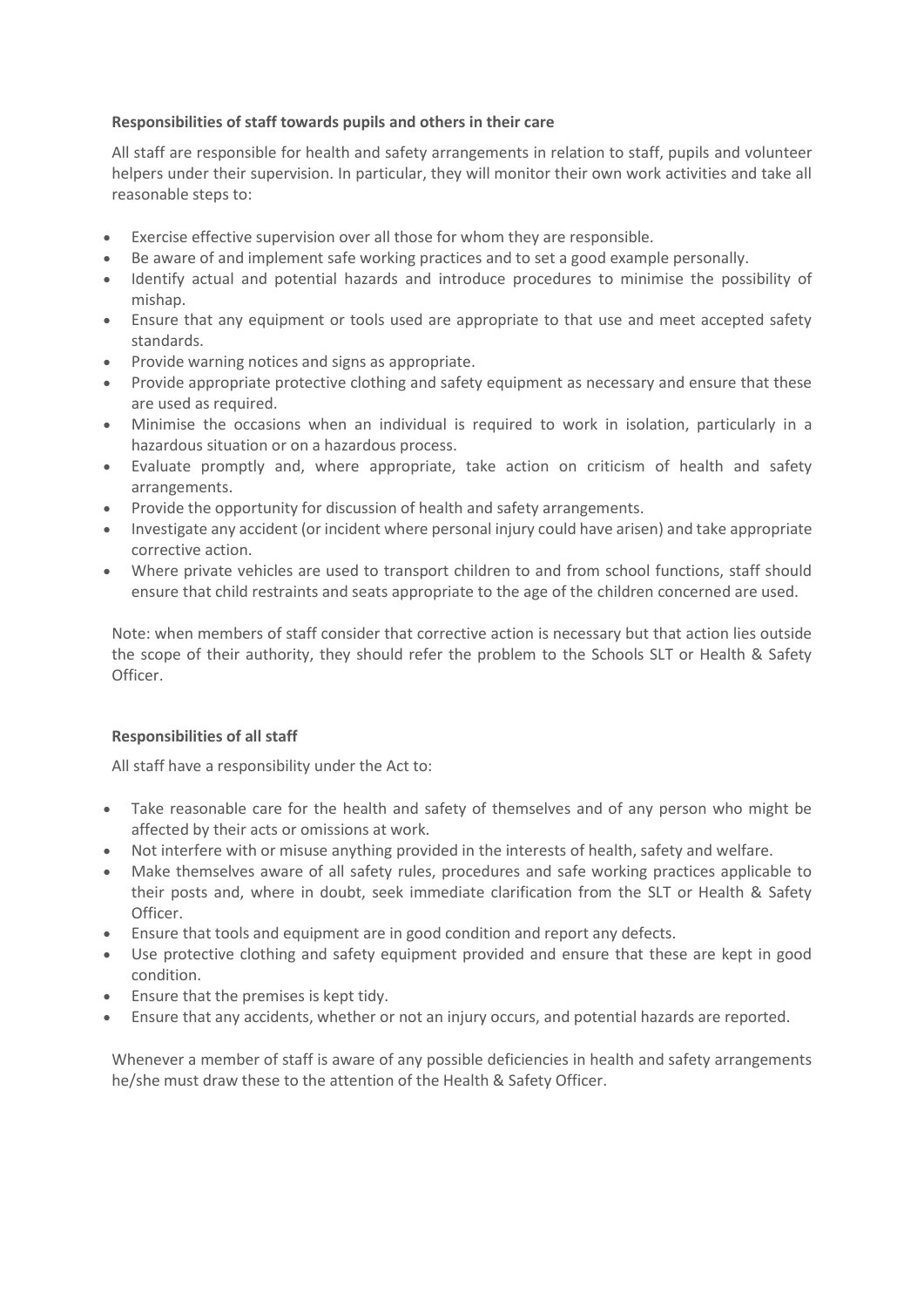**Responsibilities of staff towards pupils and others in their care**

All staff are responsible for health and safety arrangements in relation to staff, pupils and volunteer helpers under their supervision. In particular, they will monitor their own work activities and take all reasonable steps to:

- Exercise effective supervision over all those for whom they are responsible.
- Be aware of and implement safe working practices and to set a good example personally.
- Identify actual and potential hazards and introduce procedures to minimise the possibility of mishap.
- Ensure that any equipment or tools used are appropriate to that use and meet accepted safety standards.
- Provide warning notices and signs as appropriate.
- Provide appropriate protective clothing and safety equipment as necessary and ensure that these are used as required.
- Minimise the occasions when an individual is required to work in isolation, particularly in a hazardous situation or on a hazardous process.
- Evaluate promptly and, where appropriate, take action on criticism of health and safety arrangements.
- Provide the opportunity for discussion of health and safety arrangements.
- Investigate any accident (or incident where personal injury could have arisen) and take appropriate corrective action.
- Where private vehicles are used to transport children to and from school functions, staff should ensure that child restraints and seats appropriate to the age of the children concerned are used.

Note: when members of staff consider that corrective action is necessary but that action lies outside the scope of their authority, they should refer the problem to the Schools SLT or Health & Safety Officer.

**Responsibilities of all staff**

All staff have a responsibility under the Act to:

- Take reasonable care for the health and safety of themselves and of any person who might be affected by their acts or omissions at work.
- Not interfere with or misuse anything provided in the interests of health, safety and welfare.
- Make themselves aware of all safety rules, procedures and safe working practices applicable to their posts and, where in doubt, seek immediate clarification from the SLT or Health & Safety Officer.
- Ensure that tools and equipment are in good condition and report any defects.
- Use protective clothing and safety equipment provided and ensure that these are kept in good condition.
- Ensure that the premises is kept tidy.
- Ensure that any accidents, whether or not an injury occurs, and potential hazards are reported.

Whenever a member of staff is aware of any possible deficiencies in health and safety arrangements he/she must draw these to the attention of the Health & Safety Officer.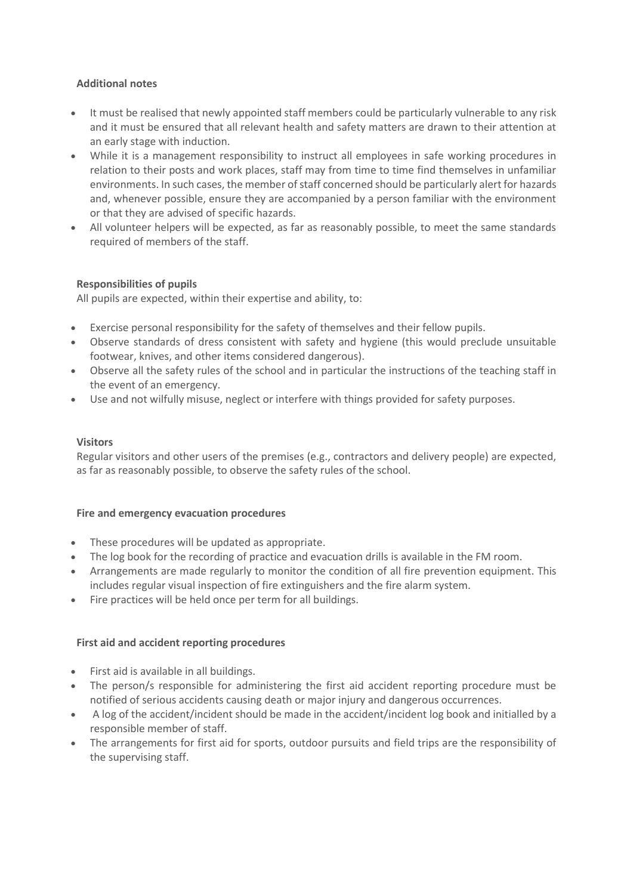**Additional notes**

- It must be realised that newly appointed staff members could be particularly vulnerable to any risk and it must be ensured that all relevant health and safety matters are drawn to their attention at an early stage with induction.
- While it is a management responsibility to instruct all employees in safe working procedures in relation to their posts and work places, staff may from time to time find themselves in unfamiliar environments. In such cases, the member of staff concerned should be particularly alert for hazards and, whenever possible, ensure they are accompanied by a person familiar with the environment or that they are advised of specific hazards.
- All volunteer helpers will be expected, as far as reasonably possible, to meet the same standards required of members of the staff.

**Responsibilities of pupils**

All pupils are expected, within their expertise and ability, to:

- Exercise personal responsibility for the safety of themselves and their fellow pupils.
- Observe standards of dress consistent with safety and hygiene (this would preclude unsuitable footwear, knives, and other items considered dangerous).
- Observe all the safety rules of the school and in particular the instructions of the teaching staff in the event of an emergency.
- Use and not wilfully misuse, neglect or interfere with things provided for safety purposes.

**Visitors**

Regular visitors and other users of the premises (e.g., contractors and delivery people) are expected, as far as reasonably possible, to observe the safety rules of the school.

**Fire and emergency evacuation procedures**

- These procedures will be updated as appropriate.
- The log book for the recording of practice and evacuation drills is available in the FM room.
- Arrangements are made regularly to monitor the condition of all fire prevention equipment. This includes regular visual inspection of fire extinguishers and the fire alarm system.
- Fire practices will be held once per term for all buildings.

**First aid and accident reporting procedures**

- First aid is available in all buildings.
- The person/s responsible for administering the first aid accident reporting procedure must be notified of serious accidents causing death or major injury and dangerous occurrences.
- A log of the accident/incident should be made in the accident/incident log book and initialled by a responsible member of staff.
- The arrangements for first aid for sports, outdoor pursuits and field trips are the responsibility of the supervising staff.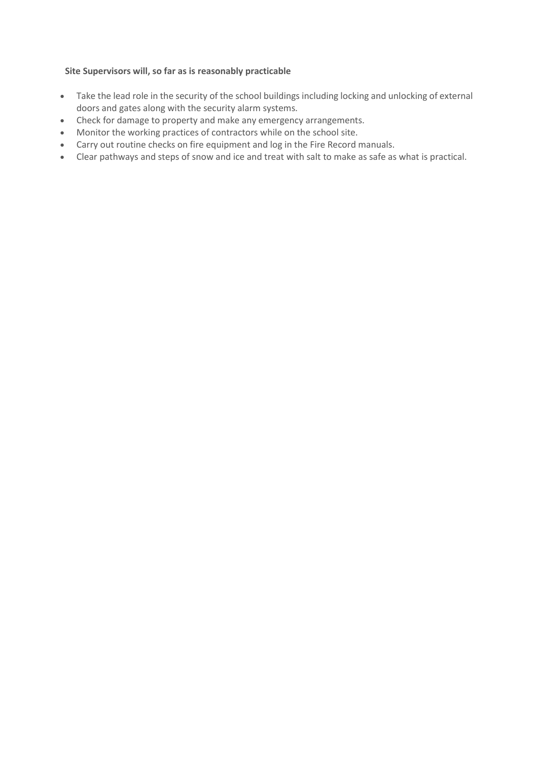**Site Supervisors will, so far as is reasonably practicable**

- Take the lead role in the security of the school buildings including locking and unlocking of external doors and gates along with the security alarm systems.
- Check for damage to property and make any emergency arrangements.
- Monitor the working practices of contractors while on the school site.
- Carry out routine checks on fire equipment and log in the Fire Record manuals.
- Clear pathways and steps of snow and ice and treat with salt to make as safe as what is practical.